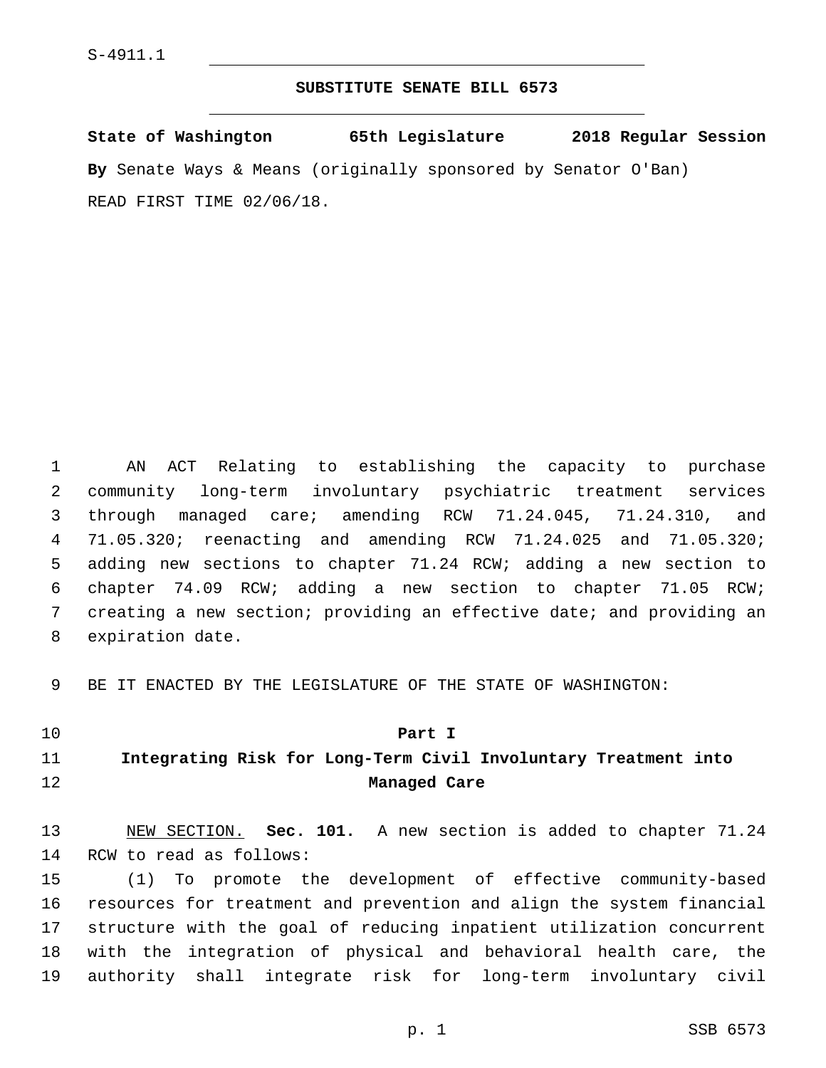S-4911.1

# SUBSTITUTE SENATE BILL 6573

**State of Washington 65th Legislature 2018 Regular Session**

**By** Senate Ways & Means (originally sponsored by Senator O'Ban)

READ FIRST TIME 02/06/18.

AN ACT Relating to establishing the capacity to purchase community long-term involuntary psychiatric treatment services through managed care; amending RCW 71.24.045, 71.24.310, and 71.05.320; reenacting and amending RCW 71.24.025 and 71.05.320; adding new sections to chapter 71.24 RCW; adding a new section to chapter 74.09 RCW; adding a new section to chapter 71.05 RCW; creating a new section; providing an effective date; and providing an expiration date.

BE IT ENACTED BY THE LEGISLATURE OF THE STATE OF WASHINGTON:

## Part I
## Integrating Risk for Long-Term Civil Involuntary Treatment into Managed Care

NEW SECTION. **Sec. 101.** A new section is added to chapter 71.24 RCW to read as follows:

(1) To promote the development of effective community-based resources for treatment and prevention and align the system financial structure with the goal of reducing inpatient utilization concurrent with the integration of physical and behavioral health care, the authority shall integrate risk for long-term involuntary civil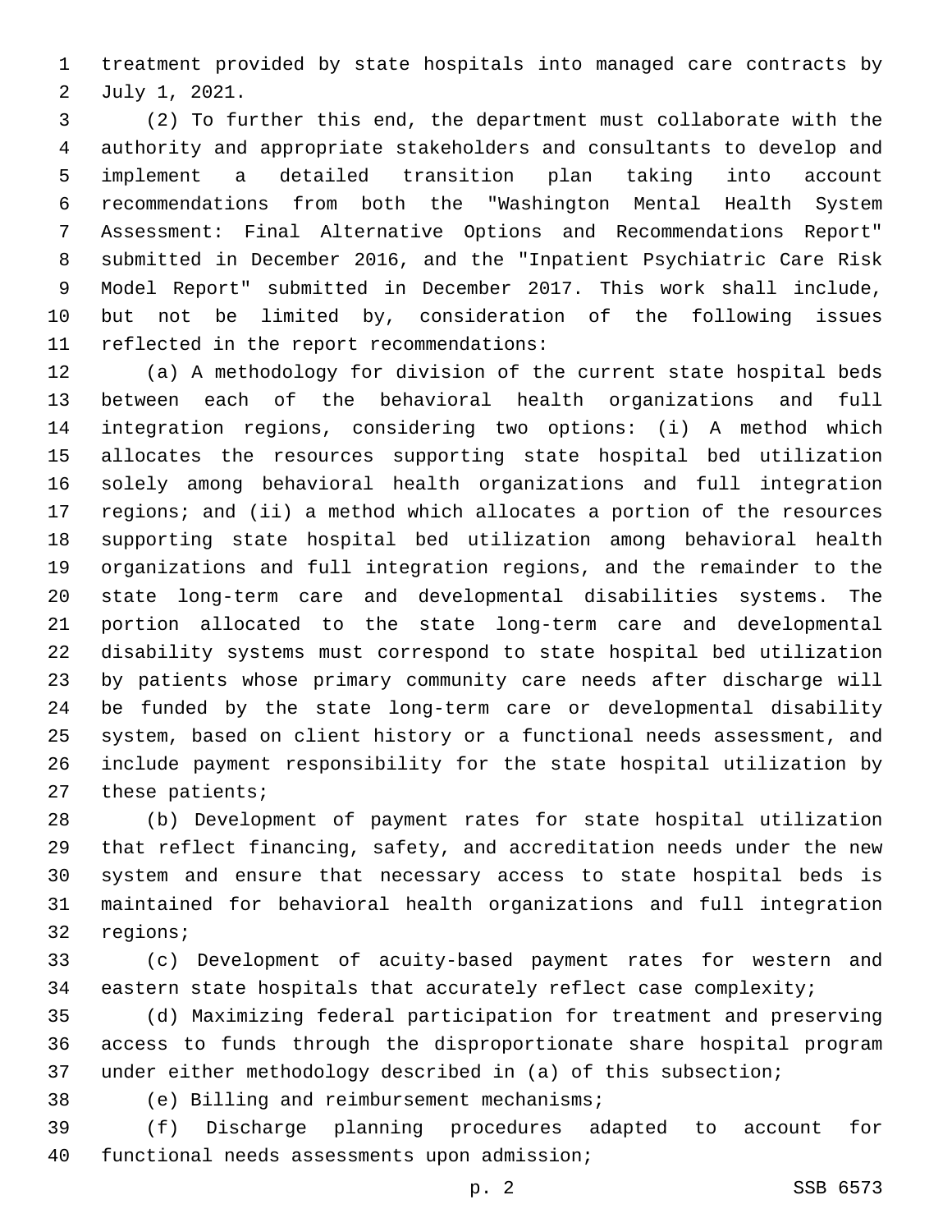treatment provided by state hospitals into managed care contracts by July 1, 2021.

(2) To further this end, the department must collaborate with the authority and appropriate stakeholders and consultants to develop and implement a detailed transition plan taking into account recommendations from both the "Washington Mental Health System Assessment: Final Alternative Options and Recommendations Report" submitted in December 2016, and the "Inpatient Psychiatric Care Risk Model Report" submitted in December 2017. This work shall include, but not be limited by, consideration of the following issues reflected in the report recommendations:

(a) A methodology for division of the current state hospital beds between each of the behavioral health organizations and full integration regions, considering two options: (i) A method which allocates the resources supporting state hospital bed utilization solely among behavioral health organizations and full integration regions; and (ii) a method which allocates a portion of the resources supporting state hospital bed utilization among behavioral health organizations and full integration regions, and the remainder to the state long-term care and developmental disabilities systems. The portion allocated to the state long-term care and developmental disability systems must correspond to state hospital bed utilization by patients whose primary community care needs after discharge will be funded by the state long-term care or developmental disability system, based on client history or a functional needs assessment, and include payment responsibility for the state hospital utilization by these patients;

(b) Development of payment rates for state hospital utilization that reflect financing, safety, and accreditation needs under the new system and ensure that necessary access to state hospital beds is maintained for behavioral health organizations and full integration regions;

(c) Development of acuity-based payment rates for western and eastern state hospitals that accurately reflect case complexity;

(d) Maximizing federal participation for treatment and preserving access to funds through the disproportionate share hospital program under either methodology described in (a) of this subsection;

(e) Billing and reimbursement mechanisms;

(f) Discharge planning procedures adapted to account for functional needs assessments upon admission;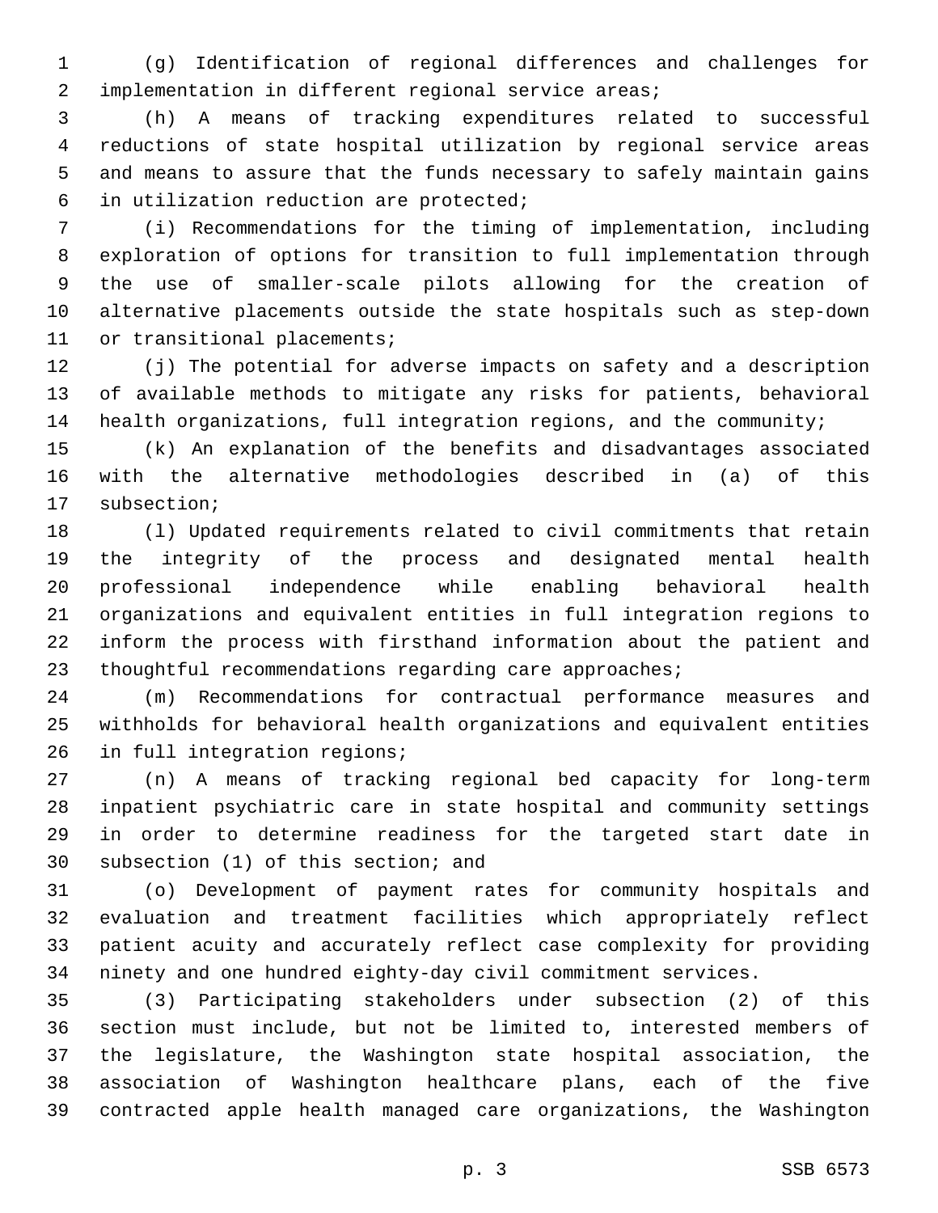(g) Identification of regional differences and challenges for implementation in different regional service areas;

(h) A means of tracking expenditures related to successful reductions of state hospital utilization by regional service areas and means to assure that the funds necessary to safely maintain gains in utilization reduction are protected;

(i) Recommendations for the timing of implementation, including exploration of options for transition to full implementation through the use of smaller-scale pilots allowing for the creation of alternative placements outside the state hospitals such as step-down or transitional placements;

(j) The potential for adverse impacts on safety and a description of available methods to mitigate any risks for patients, behavioral health organizations, full integration regions, and the community;

(k) An explanation of the benefits and disadvantages associated with the alternative methodologies described in (a) of this subsection;

(l) Updated requirements related to civil commitments that retain the integrity of the process and designated mental health professional independence while enabling behavioral health organizations and equivalent entities in full integration regions to inform the process with firsthand information about the patient and thoughtful recommendations regarding care approaches;

(m) Recommendations for contractual performance measures and withholds for behavioral health organizations and equivalent entities in full integration regions;

(n) A means of tracking regional bed capacity for long-term inpatient psychiatric care in state hospital and community settings in order to determine readiness for the targeted start date in subsection (1) of this section; and

(o) Development of payment rates for community hospitals and evaluation and treatment facilities which appropriately reflect patient acuity and accurately reflect case complexity for providing ninety and one hundred eighty-day civil commitment services.

(3) Participating stakeholders under subsection (2) of this section must include, but not be limited to, interested members of the legislature, the Washington state hospital association, the association of Washington healthcare plans, each of the five contracted apple health managed care organizations, the Washington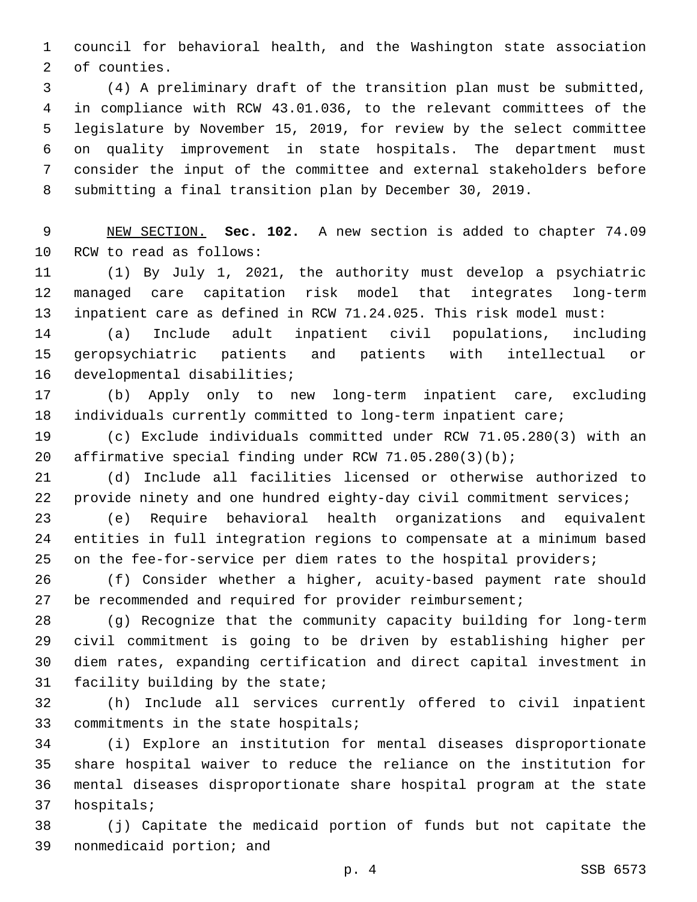council for behavioral health, and the Washington state association of counties.

(4) A preliminary draft of the transition plan must be submitted, in compliance with RCW 43.01.036, to the relevant committees of the legislature by November 15, 2019, for review by the select committee on quality improvement in state hospitals. The department must consider the input of the committee and external stakeholders before submitting a final transition plan by December 30, 2019.

NEW SECTION. **Sec. 102.** A new section is added to chapter 74.09 RCW to read as follows:

(1) By July 1, 2021, the authority must develop a psychiatric managed care capitation risk model that integrates long-term inpatient care as defined in RCW 71.24.025. This risk model must:

(a) Include adult inpatient civil populations, including geropsychiatric patients and patients with intellectual or developmental disabilities;

(b) Apply only to new long-term inpatient care, excluding individuals currently committed to long-term inpatient care;

(c) Exclude individuals committed under RCW 71.05.280(3) with an affirmative special finding under RCW 71.05.280(3)(b);

(d) Include all facilities licensed or otherwise authorized to provide ninety and one hundred eighty-day civil commitment services;

(e) Require behavioral health organizations and equivalent entities in full integration regions to compensate at a minimum based on the fee-for-service per diem rates to the hospital providers;

(f) Consider whether a higher, acuity-based payment rate should be recommended and required for provider reimbursement;

(g) Recognize that the community capacity building for long-term civil commitment is going to be driven by establishing higher per diem rates, expanding certification and direct capital investment in facility building by the state;

(h) Include all services currently offered to civil inpatient commitments in the state hospitals;

(i) Explore an institution for mental diseases disproportionate share hospital waiver to reduce the reliance on the institution for mental diseases disproportionate share hospital program at the state hospitals;

(j) Capitate the medicaid portion of funds but not capitate the nonmedicaid portion; and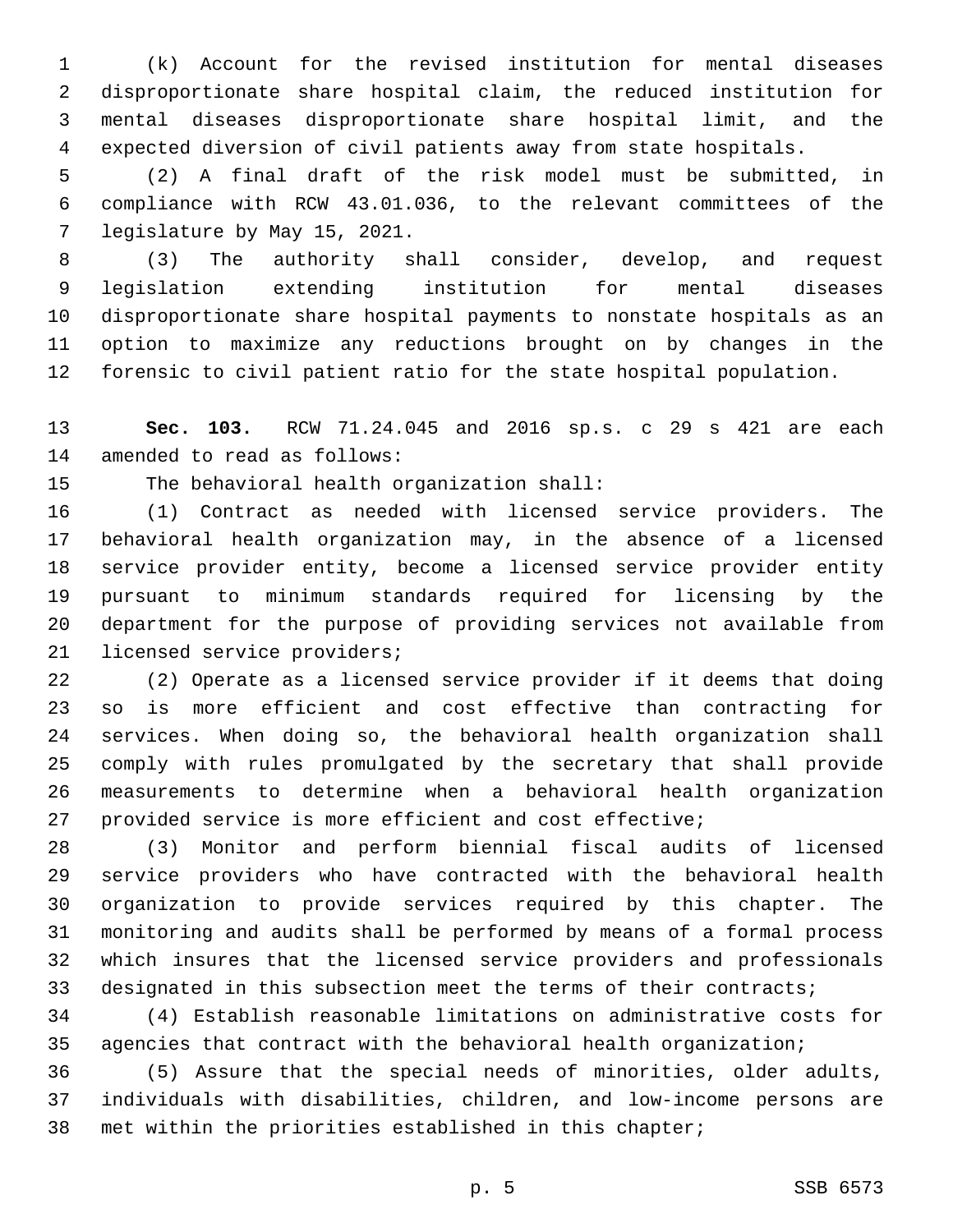(k) Account for the revised institution for mental diseases disproportionate share hospital claim, the reduced institution for mental diseases disproportionate share hospital limit, and the expected diversion of civil patients away from state hospitals.

(2) A final draft of the risk model must be submitted, in compliance with RCW 43.01.036, to the relevant committees of the legislature by May 15, 2021.

(3) The authority shall consider, develop, and request legislation extending institution for mental diseases disproportionate share hospital payments to nonstate hospitals as an option to maximize any reductions brought on by changes in the forensic to civil patient ratio for the state hospital population.

**Sec. 103.** RCW 71.24.045 and 2016 sp.s. c 29 s 421 are each amended to read as follows:

The behavioral health organization shall:

(1) Contract as needed with licensed service providers. The behavioral health organization may, in the absence of a licensed service provider entity, become a licensed service provider entity pursuant to minimum standards required for licensing by the department for the purpose of providing services not available from licensed service providers;

(2) Operate as a licensed service provider if it deems that doing so is more efficient and cost effective than contracting for services. When doing so, the behavioral health organization shall comply with rules promulgated by the secretary that shall provide measurements to determine when a behavioral health organization provided service is more efficient and cost effective;

(3) Monitor and perform biennial fiscal audits of licensed service providers who have contracted with the behavioral health organization to provide services required by this chapter. The monitoring and audits shall be performed by means of a formal process which insures that the licensed service providers and professionals designated in this subsection meet the terms of their contracts;

(4) Establish reasonable limitations on administrative costs for agencies that contract with the behavioral health organization;

(5) Assure that the special needs of minorities, older adults, individuals with disabilities, children, and low-income persons are met within the priorities established in this chapter;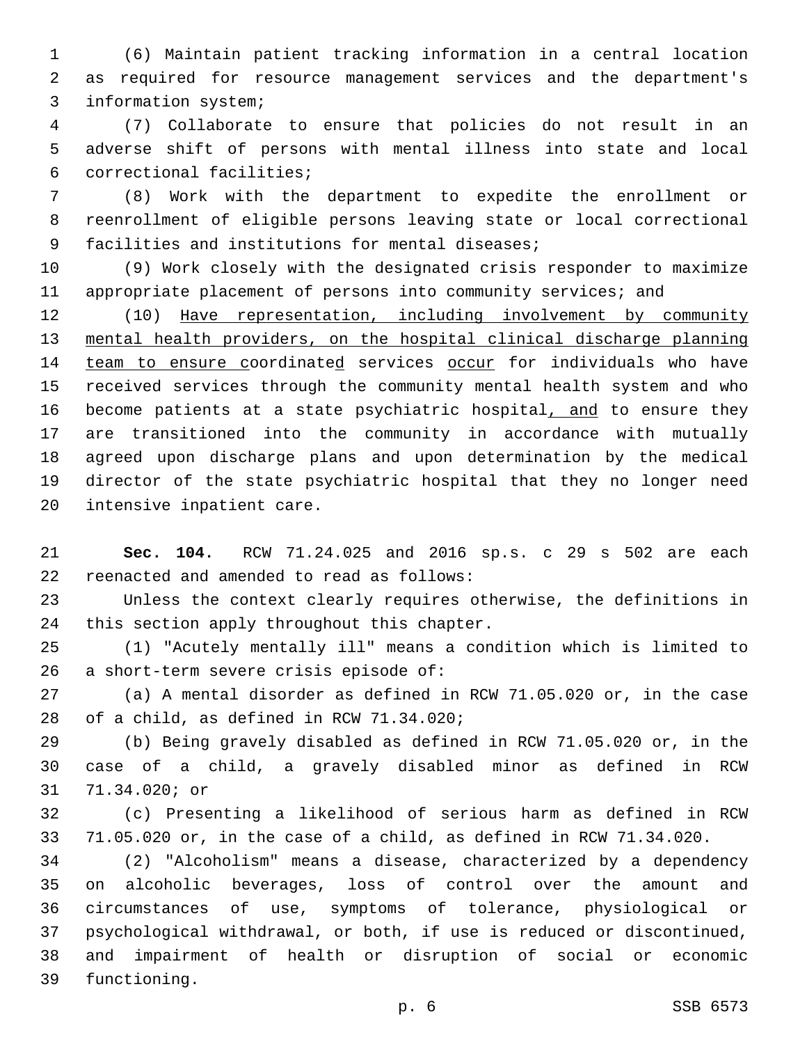(6) Maintain patient tracking information in a central location as required for resource management services and the department's information system;

(7) Collaborate to ensure that policies do not result in an adverse shift of persons with mental illness into state and local correctional facilities;

(8) Work with the department to expedite the enrollment or reenrollment of eligible persons leaving state or local correctional facilities and institutions for mental diseases;

(9) Work closely with the designated crisis responder to maximize appropriate placement of persons into community services; and

(10) <u>Have representation, including involvement by community mental health providers, on the hospital clinical discharge planning team to ensure c</u>oordinate<u>d</u> services <u>occur</u> for individuals who have received services through the community mental health system and who become patients at a state psychiatric hospital<u>, and</u> to ensure they are transitioned into the community in accordance with mutually agreed upon discharge plans and upon determination by the medical director of the state psychiatric hospital that they no longer need intensive inpatient care.

**Sec. 104.** RCW 71.24.025 and 2016 sp.s. c 29 s 502 are each reenacted and amended to read as follows:

Unless the context clearly requires otherwise, the definitions in this section apply throughout this chapter.

(1) "Acutely mentally ill" means a condition which is limited to a short-term severe crisis episode of:

(a) A mental disorder as defined in RCW 71.05.020 or, in the case of a child, as defined in RCW 71.34.020;

(b) Being gravely disabled as defined in RCW 71.05.020 or, in the case of a child, a gravely disabled minor as defined in RCW 71.34.020; or

(c) Presenting a likelihood of serious harm as defined in RCW 71.05.020 or, in the case of a child, as defined in RCW 71.34.020.

(2) "Alcoholism" means a disease, characterized by a dependency on alcoholic beverages, loss of control over the amount and circumstances of use, symptoms of tolerance, physiological or psychological withdrawal, or both, if use is reduced or discontinued, and impairment of health or disruption of social or economic functioning.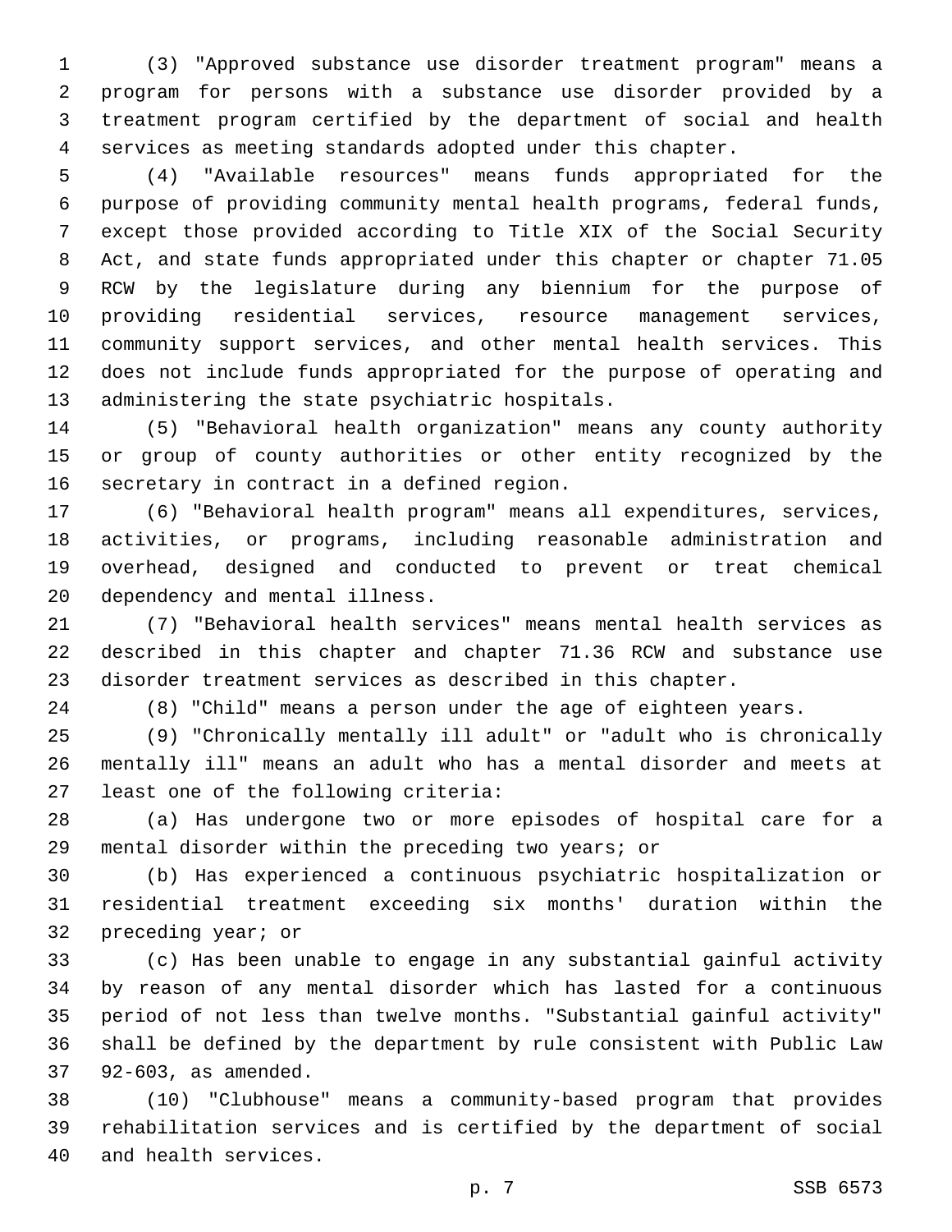(3) "Approved substance use disorder treatment program" means a program for persons with a substance use disorder provided by a treatment program certified by the department of social and health services as meeting standards adopted under this chapter.

(4) "Available resources" means funds appropriated for the purpose of providing community mental health programs, federal funds, except those provided according to Title XIX of the Social Security Act, and state funds appropriated under this chapter or chapter 71.05 RCW by the legislature during any biennium for the purpose of providing residential services, resource management services, community support services, and other mental health services. This does not include funds appropriated for the purpose of operating and administering the state psychiatric hospitals.

(5) "Behavioral health organization" means any county authority or group of county authorities or other entity recognized by the secretary in contract in a defined region.

(6) "Behavioral health program" means all expenditures, services, activities, or programs, including reasonable administration and overhead, designed and conducted to prevent or treat chemical dependency and mental illness.

(7) "Behavioral health services" means mental health services as described in this chapter and chapter 71.36 RCW and substance use disorder treatment services as described in this chapter.

(8) "Child" means a person under the age of eighteen years.

(9) "Chronically mentally ill adult" or "adult who is chronically mentally ill" means an adult who has a mental disorder and meets at least one of the following criteria:

(a) Has undergone two or more episodes of hospital care for a mental disorder within the preceding two years; or

(b) Has experienced a continuous psychiatric hospitalization or residential treatment exceeding six months' duration within the preceding year; or

(c) Has been unable to engage in any substantial gainful activity by reason of any mental disorder which has lasted for a continuous period of not less than twelve months. "Substantial gainful activity" shall be defined by the department by rule consistent with Public Law 92-603, as amended.

(10) "Clubhouse" means a community-based program that provides rehabilitation services and is certified by the department of social and health services.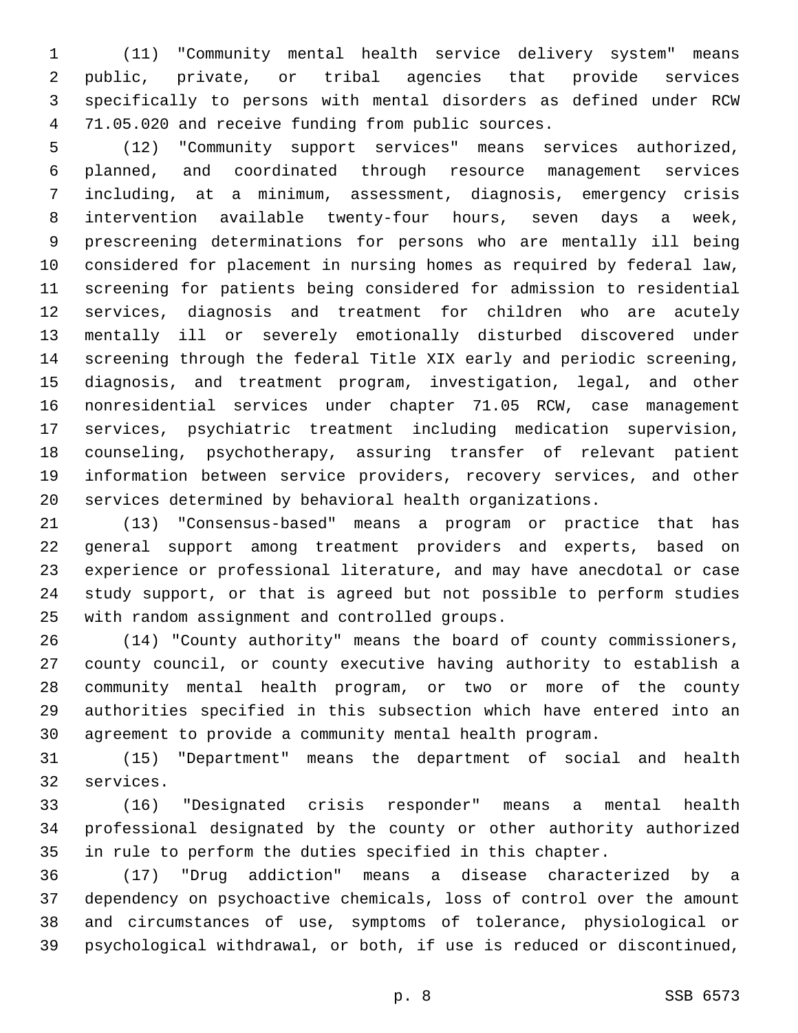(11) "Community mental health service delivery system" means public, private, or tribal agencies that provide services specifically to persons with mental disorders as defined under RCW 71.05.020 and receive funding from public sources.

(12) "Community support services" means services authorized, planned, and coordinated through resource management services including, at a minimum, assessment, diagnosis, emergency crisis intervention available twenty-four hours, seven days a week, prescreening determinations for persons who are mentally ill being considered for placement in nursing homes as required by federal law, screening for patients being considered for admission to residential services, diagnosis and treatment for children who are acutely mentally ill or severely emotionally disturbed discovered under screening through the federal Title XIX early and periodic screening, diagnosis, and treatment program, investigation, legal, and other nonresidential services under chapter 71.05 RCW, case management services, psychiatric treatment including medication supervision, counseling, psychotherapy, assuring transfer of relevant patient information between service providers, recovery services, and other services determined by behavioral health organizations.

(13) "Consensus-based" means a program or practice that has general support among treatment providers and experts, based on experience or professional literature, and may have anecdotal or case study support, or that is agreed but not possible to perform studies with random assignment and controlled groups.

(14) "County authority" means the board of county commissioners, county council, or county executive having authority to establish a community mental health program, or two or more of the county authorities specified in this subsection which have entered into an agreement to provide a community mental health program.

(15) "Department" means the department of social and health services.

(16) "Designated crisis responder" means a mental health professional designated by the county or other authority authorized in rule to perform the duties specified in this chapter.

(17) "Drug addiction" means a disease characterized by a dependency on psychoactive chemicals, loss of control over the amount and circumstances of use, symptoms of tolerance, physiological or psychological withdrawal, or both, if use is reduced or discontinued,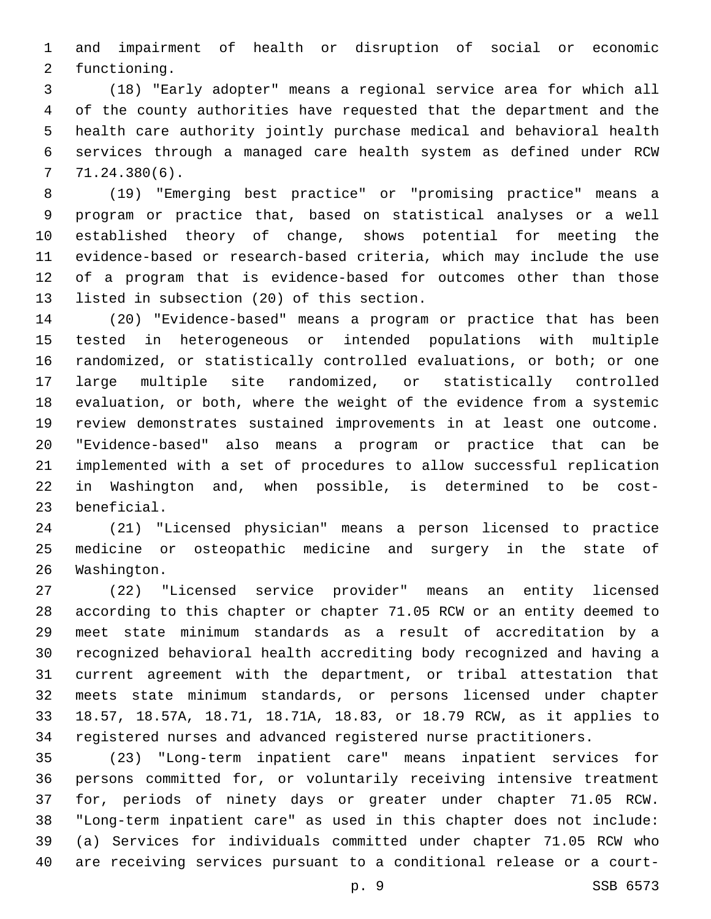and impairment of health or disruption of social or economic functioning.

(18) "Early adopter" means a regional service area for which all of the county authorities have requested that the department and the health care authority jointly purchase medical and behavioral health services through a managed care health system as defined under RCW 71.24.380(6).

(19) "Emerging best practice" or "promising practice" means a program or practice that, based on statistical analyses or a well established theory of change, shows potential for meeting the evidence-based or research-based criteria, which may include the use of a program that is evidence-based for outcomes other than those listed in subsection (20) of this section.

(20) "Evidence-based" means a program or practice that has been tested in heterogeneous or intended populations with multiple randomized, or statistically controlled evaluations, or both; or one large multiple site randomized, or statistically controlled evaluation, or both, where the weight of the evidence from a systemic review demonstrates sustained improvements in at least one outcome. "Evidence-based" also means a program or practice that can be implemented with a set of procedures to allow successful replication in Washington and, when possible, is determined to be cost-beneficial.

(21) "Licensed physician" means a person licensed to practice medicine or osteopathic medicine and surgery in the state of Washington.

(22) "Licensed service provider" means an entity licensed according to this chapter or chapter 71.05 RCW or an entity deemed to meet state minimum standards as a result of accreditation by a recognized behavioral health accrediting body recognized and having a current agreement with the department, or tribal attestation that meets state minimum standards, or persons licensed under chapter 18.57, 18.57A, 18.71, 18.71A, 18.83, or 18.79 RCW, as it applies to registered nurses and advanced registered nurse practitioners.

(23) "Long-term inpatient care" means inpatient services for persons committed for, or voluntarily receiving intensive treatment for, periods of ninety days or greater under chapter 71.05 RCW. "Long-term inpatient care" as used in this chapter does not include: (a) Services for individuals committed under chapter 71.05 RCW who are receiving services pursuant to a conditional release or a court-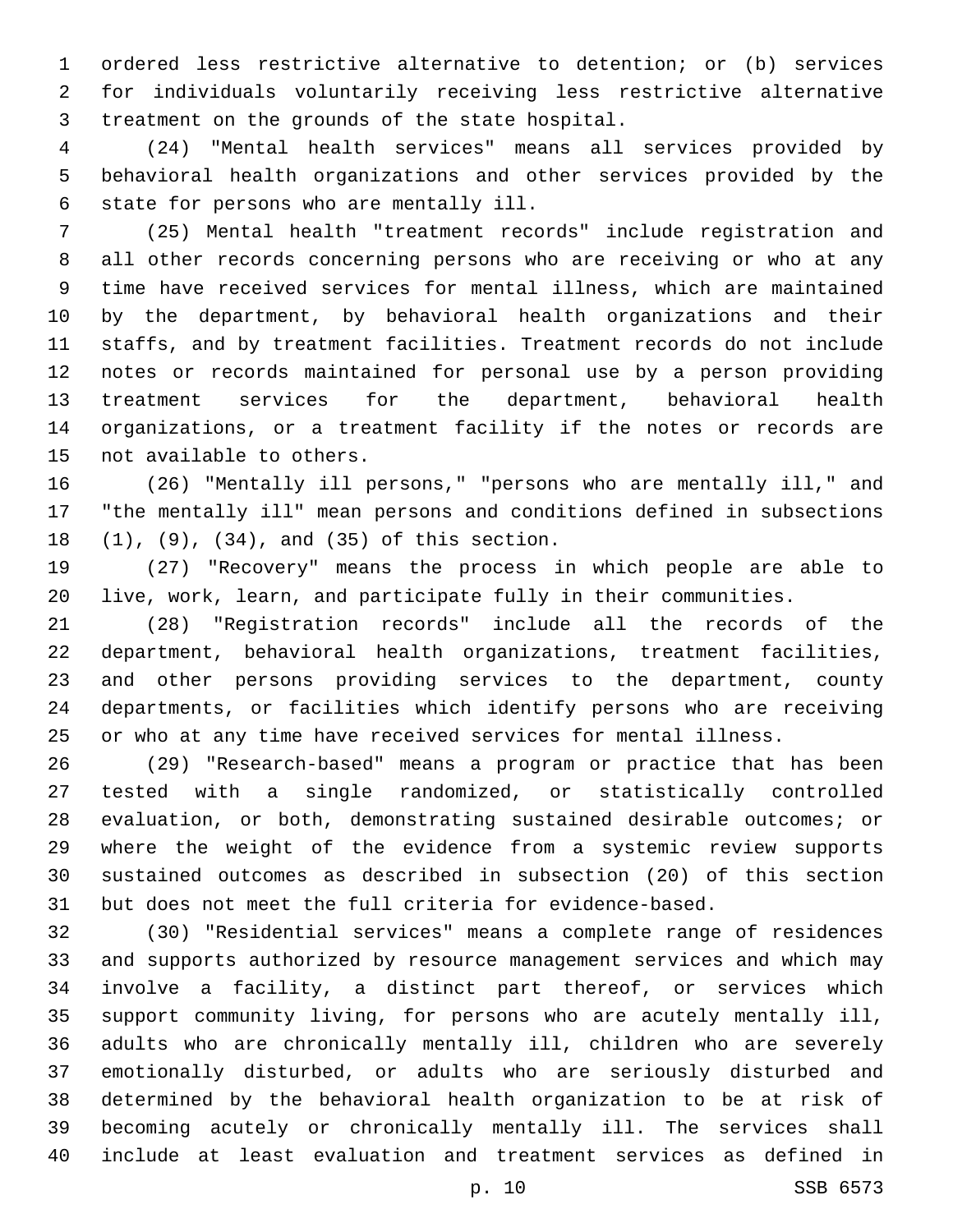ordered less restrictive alternative to detention; or (b) services for individuals voluntarily receiving less restrictive alternative treatment on the grounds of the state hospital.

(24) "Mental health services" means all services provided by behavioral health organizations and other services provided by the state for persons who are mentally ill.

(25) Mental health "treatment records" include registration and all other records concerning persons who are receiving or who at any time have received services for mental illness, which are maintained by the department, by behavioral health organizations and their staffs, and by treatment facilities. Treatment records do not include notes or records maintained for personal use by a person providing treatment services for the department, behavioral health organizations, or a treatment facility if the notes or records are not available to others.

(26) "Mentally ill persons," "persons who are mentally ill," and "the mentally ill" mean persons and conditions defined in subsections (1), (9), (34), and (35) of this section.

(27) "Recovery" means the process in which people are able to live, work, learn, and participate fully in their communities.

(28) "Registration records" include all the records of the department, behavioral health organizations, treatment facilities, and other persons providing services to the department, county departments, or facilities which identify persons who are receiving or who at any time have received services for mental illness.

(29) "Research-based" means a program or practice that has been tested with a single randomized, or statistically controlled evaluation, or both, demonstrating sustained desirable outcomes; or where the weight of the evidence from a systemic review supports sustained outcomes as described in subsection (20) of this section but does not meet the full criteria for evidence-based.

(30) "Residential services" means a complete range of residences and supports authorized by resource management services and which may involve a facility, a distinct part thereof, or services which support community living, for persons who are acutely mentally ill, adults who are chronically mentally ill, children who are severely emotionally disturbed, or adults who are seriously disturbed and determined by the behavioral health organization to be at risk of becoming acutely or chronically mentally ill. The services shall include at least evaluation and treatment services as defined in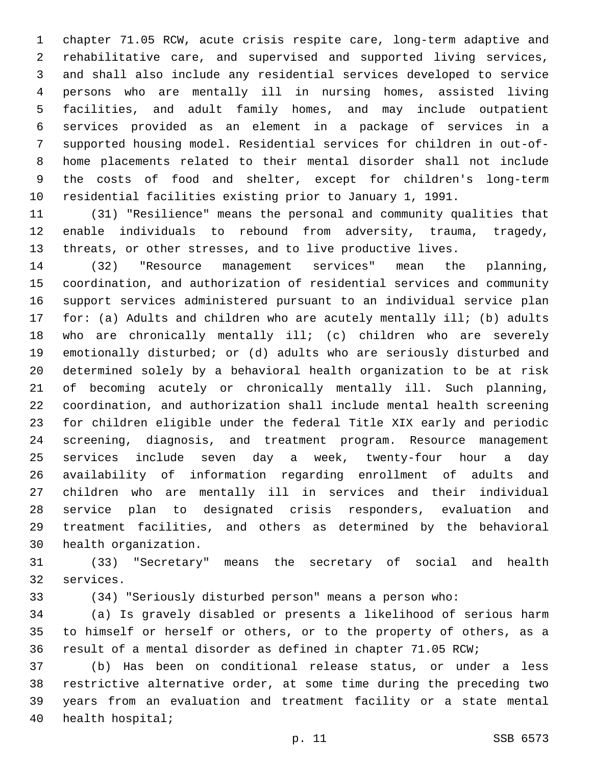chapter 71.05 RCW, acute crisis respite care, long-term adaptive and rehabilitative care, and supervised and supported living services, and shall also include any residential services developed to service persons who are mentally ill in nursing homes, assisted living facilities, and adult family homes, and may include outpatient services provided as an element in a package of services in a supported housing model. Residential services for children in out-of-home placements related to their mental disorder shall not include the costs of food and shelter, except for children's long-term residential facilities existing prior to January 1, 1991.

(31) "Resilience" means the personal and community qualities that enable individuals to rebound from adversity, trauma, tragedy, threats, or other stresses, and to live productive lives.

(32) "Resource management services" mean the planning, coordination, and authorization of residential services and community support services administered pursuant to an individual service plan for: (a) Adults and children who are acutely mentally ill; (b) adults who are chronically mentally ill; (c) children who are severely emotionally disturbed; or (d) adults who are seriously disturbed and determined solely by a behavioral health organization to be at risk of becoming acutely or chronically mentally ill. Such planning, coordination, and authorization shall include mental health screening for children eligible under the federal Title XIX early and periodic screening, diagnosis, and treatment program. Resource management services include seven day a week, twenty-four hour a day availability of information regarding enrollment of adults and children who are mentally ill in services and their individual service plan to designated crisis responders, evaluation and treatment facilities, and others as determined by the behavioral health organization.

(33) "Secretary" means the secretary of social and health services.

(34) "Seriously disturbed person" means a person who:

(a) Is gravely disabled or presents a likelihood of serious harm to himself or herself or others, or to the property of others, as a result of a mental disorder as defined in chapter 71.05 RCW;

(b) Has been on conditional release status, or under a less restrictive alternative order, at some time during the preceding two years from an evaluation and treatment facility or a state mental health hospital;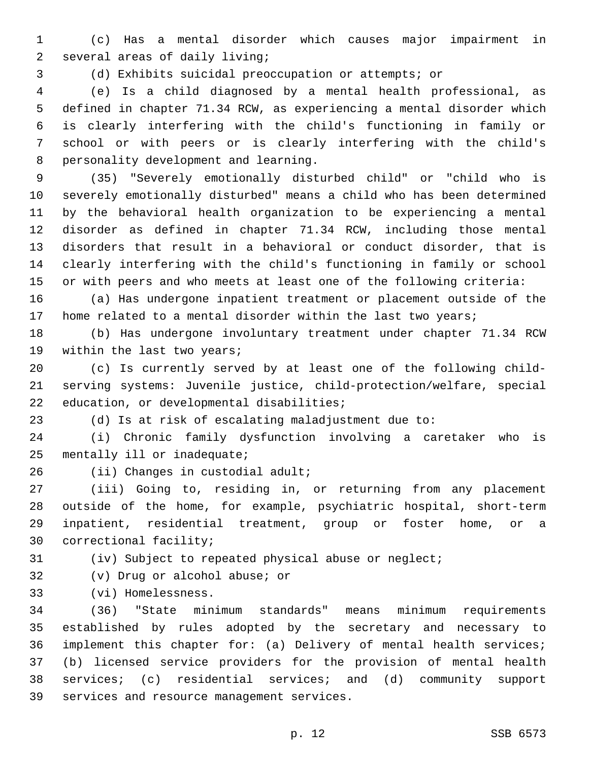(c) Has a mental disorder which causes major impairment in several areas of daily living;

(d) Exhibits suicidal preoccupation or attempts; or

(e) Is a child diagnosed by a mental health professional, as defined in chapter 71.34 RCW, as experiencing a mental disorder which is clearly interfering with the child's functioning in family or school or with peers or is clearly interfering with the child's personality development and learning.

(35) "Severely emotionally disturbed child" or "child who is severely emotionally disturbed" means a child who has been determined by the behavioral health organization to be experiencing a mental disorder as defined in chapter 71.34 RCW, including those mental disorders that result in a behavioral or conduct disorder, that is clearly interfering with the child's functioning in family or school or with peers and who meets at least one of the following criteria:

(a) Has undergone inpatient treatment or placement outside of the home related to a mental disorder within the last two years;

(b) Has undergone involuntary treatment under chapter 71.34 RCW within the last two years;

(c) Is currently served by at least one of the following child-serving systems: Juvenile justice, child-protection/welfare, special education, or developmental disabilities;

(d) Is at risk of escalating maladjustment due to:

(i) Chronic family dysfunction involving a caretaker who is mentally ill or inadequate;

(ii) Changes in custodial adult;

(iii) Going to, residing in, or returning from any placement outside of the home, for example, psychiatric hospital, short-term inpatient, residential treatment, group or foster home, or a correctional facility;

(iv) Subject to repeated physical abuse or neglect;

(v) Drug or alcohol abuse; or

(vi) Homelessness.

(36) "State minimum standards" means minimum requirements established by rules adopted by the secretary and necessary to implement this chapter for: (a) Delivery of mental health services; (b) licensed service providers for the provision of mental health services; (c) residential services; and (d) community support services and resource management services.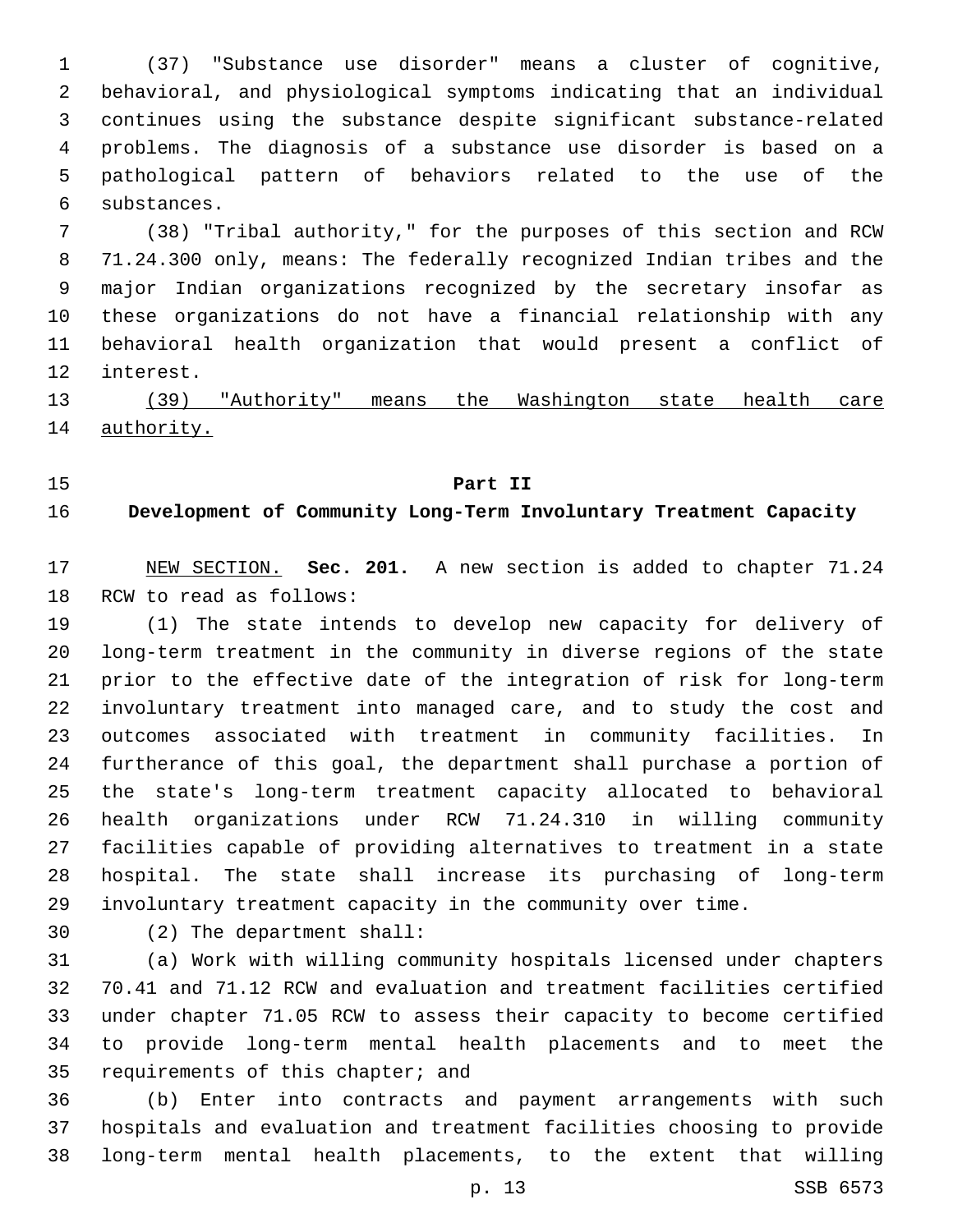(37) "Substance use disorder" means a cluster of cognitive, behavioral, and physiological symptoms indicating that an individual continues using the substance despite significant substance-related problems. The diagnosis of a substance use disorder is based on a pathological pattern of behaviors related to the use of the substances.

(38) "Tribal authority," for the purposes of this section and RCW 71.24.300 only, means: The federally recognized Indian tribes and the major Indian organizations recognized by the secretary insofar as these organizations do not have a financial relationship with any behavioral health organization that would present a conflict of interest.

(39) "Authority" means the Washington state health care authority.

## Part II
## Development of Community Long-Term Involuntary Treatment Capacity

NEW SECTION. **Sec. 201.** A new section is added to chapter 71.24 RCW to read as follows:

(1) The state intends to develop new capacity for delivery of long-term treatment in the community in diverse regions of the state prior to the effective date of the integration of risk for long-term involuntary treatment into managed care, and to study the cost and outcomes associated with treatment in community facilities. In furtherance of this goal, the department shall purchase a portion of the state's long-term treatment capacity allocated to behavioral health organizations under RCW 71.24.310 in willing community facilities capable of providing alternatives to treatment in a state hospital. The state shall increase its purchasing of long-term involuntary treatment capacity in the community over time.

(2) The department shall:

(a) Work with willing community hospitals licensed under chapters 70.41 and 71.12 RCW and evaluation and treatment facilities certified under chapter 71.05 RCW to assess their capacity to become certified to provide long-term mental health placements and to meet the requirements of this chapter; and

(b) Enter into contracts and payment arrangements with such hospitals and evaluation and treatment facilities choosing to provide long-term mental health placements, to the extent that willing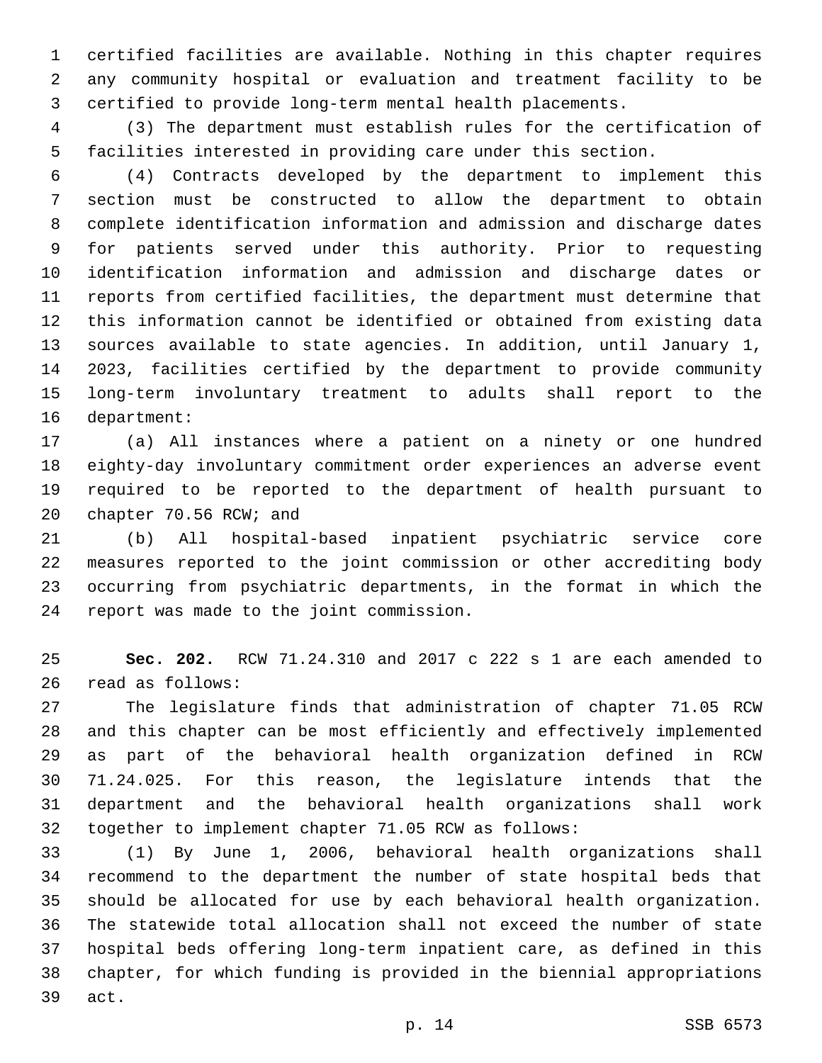certified facilities are available. Nothing in this chapter requires any community hospital or evaluation and treatment facility to be certified to provide long-term mental health placements.

(3) The department must establish rules for the certification of facilities interested in providing care under this section.

(4) Contracts developed by the department to implement this section must be constructed to allow the department to obtain complete identification information and admission and discharge dates for patients served under this authority. Prior to requesting identification information and admission and discharge dates or reports from certified facilities, the department must determine that this information cannot be identified or obtained from existing data sources available to state agencies. In addition, until January 1, 2023, facilities certified by the department to provide community long-term involuntary treatment to adults shall report to the department:

(a) All instances where a patient on a ninety or one hundred eighty-day involuntary commitment order experiences an adverse event required to be reported to the department of health pursuant to chapter 70.56 RCW; and

(b) All hospital-based inpatient psychiatric service core measures reported to the joint commission or other accrediting body occurring from psychiatric departments, in the format in which the report was made to the joint commission.

**Sec. 202.** RCW 71.24.310 and 2017 c 222 s 1 are each amended to read as follows:

The legislature finds that administration of chapter 71.05 RCW and this chapter can be most efficiently and effectively implemented as part of the behavioral health organization defined in RCW 71.24.025. For this reason, the legislature intends that the department and the behavioral health organizations shall work together to implement chapter 71.05 RCW as follows:

(1) By June 1, 2006, behavioral health organizations shall recommend to the department the number of state hospital beds that should be allocated for use by each behavioral health organization. The statewide total allocation shall not exceed the number of state hospital beds offering long-term inpatient care, as defined in this chapter, for which funding is provided in the biennial appropriations act.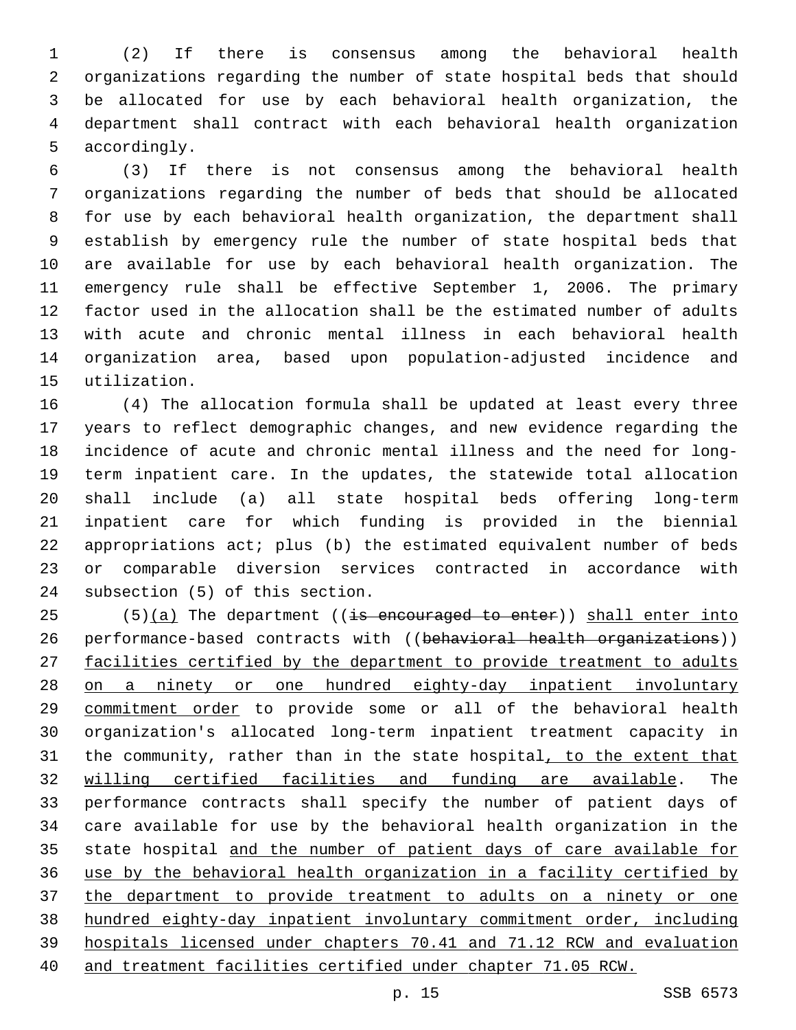(2) If there is consensus among the behavioral health organizations regarding the number of state hospital beds that should be allocated for use by each behavioral health organization, the department shall contract with each behavioral health organization accordingly.

(3) If there is not consensus among the behavioral health organizations regarding the number of beds that should be allocated for use by each behavioral health organization, the department shall establish by emergency rule the number of state hospital beds that are available for use by each behavioral health organization. The emergency rule shall be effective September 1, 2006. The primary factor used in the allocation shall be the estimated number of adults with acute and chronic mental illness in each behavioral health organization area, based upon population-adjusted incidence and utilization.

(4) The allocation formula shall be updated at least every three years to reflect demographic changes, and new evidence regarding the incidence of acute and chronic mental illness and the need for long-term inpatient care. In the updates, the statewide total allocation shall include (a) all state hospital beds offering long-term inpatient care for which funding is provided in the biennial appropriations act; plus (b) the estimated equivalent number of beds or comparable diversion services contracted in accordance with subsection (5) of this section.

(5)<u>(a)</u> The department ((~~is encouraged to enter~~)) <u>shall enter into</u> performance-based contracts with ((~~behavioral health organizations~~)) <u>facilities certified by the department to provide treatment to adults on a ninety or one hundred eighty-day inpatient involuntary commitment order</u> to provide some or all of the behavioral health organization's allocated long-term inpatient treatment capacity in the community, rather than in the state hospital<u>, to the extent that willing certified facilities and funding are available</u>. The performance contracts shall specify the number of patient days of care available for use by the behavioral health organization in the state hospital <u>and the number of patient days of care available for use by the behavioral health organization in a facility certified by the department to provide treatment to adults on a ninety or one hundred eighty-day inpatient involuntary commitment order, including hospitals licensed under chapters 70.41 and 71.12 RCW and evaluation and treatment facilities certified under chapter 71.05 RCW.</u>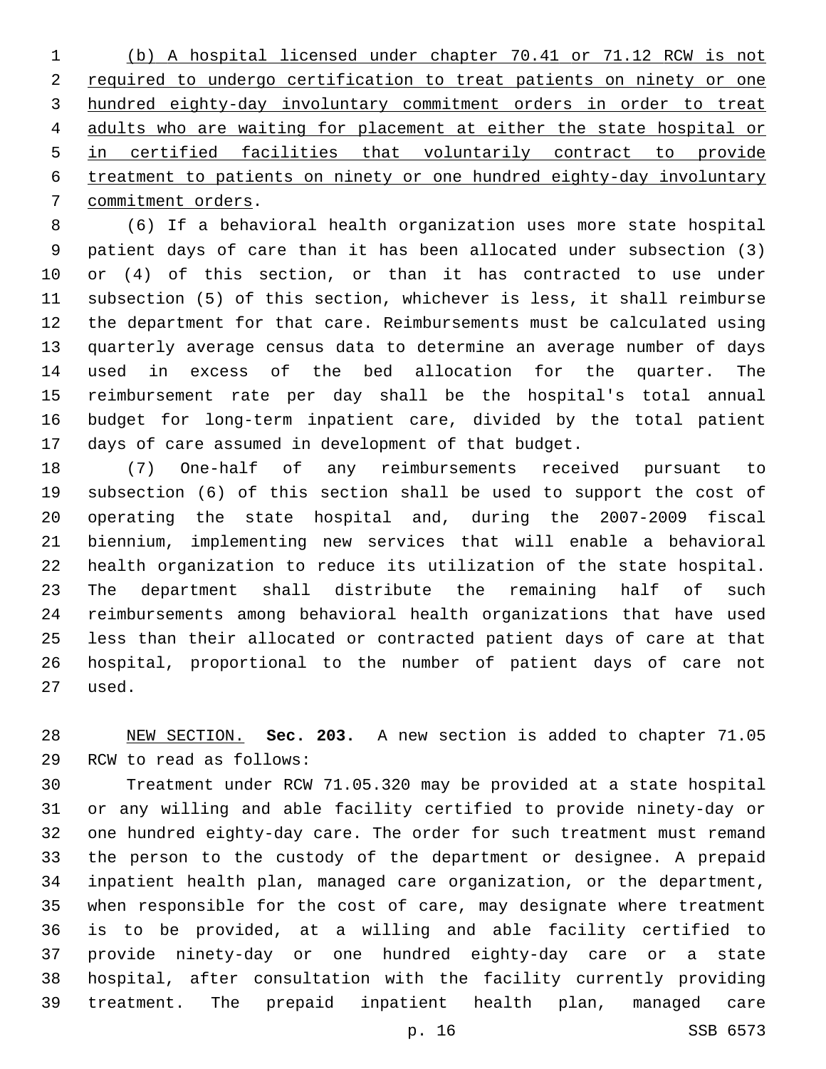(b) A hospital licensed under chapter 70.41 or 71.12 RCW is not required to undergo certification to treat patients on ninety or one hundred eighty-day involuntary commitment orders in order to treat adults who are waiting for placement at either the state hospital or in certified facilities that voluntarily contract to provide treatment to patients on ninety or one hundred eighty-day involuntary commitment orders.

(6) If a behavioral health organization uses more state hospital patient days of care than it has been allocated under subsection (3) or (4) of this section, or than it has contracted to use under subsection (5) of this section, whichever is less, it shall reimburse the department for that care. Reimbursements must be calculated using quarterly average census data to determine an average number of days used in excess of the bed allocation for the quarter. The reimbursement rate per day shall be the hospital's total annual budget for long-term inpatient care, divided by the total patient days of care assumed in development of that budget.

(7) One-half of any reimbursements received pursuant to subsection (6) of this section shall be used to support the cost of operating the state hospital and, during the 2007-2009 fiscal biennium, implementing new services that will enable a behavioral health organization to reduce its utilization of the state hospital. The department shall distribute the remaining half of such reimbursements among behavioral health organizations that have used less than their allocated or contracted patient days of care at that hospital, proportional to the number of patient days of care not used.

NEW SECTION. **Sec. 203.** A new section is added to chapter 71.05 RCW to read as follows:

Treatment under RCW 71.05.320 may be provided at a state hospital or any willing and able facility certified to provide ninety-day or one hundred eighty-day care. The order for such treatment must remand the person to the custody of the department or designee. A prepaid inpatient health plan, managed care organization, or the department, when responsible for the cost of care, may designate where treatment is to be provided, at a willing and able facility certified to provide ninety-day or one hundred eighty-day care or a state hospital, after consultation with the facility currently providing treatment. The prepaid inpatient health plan, managed care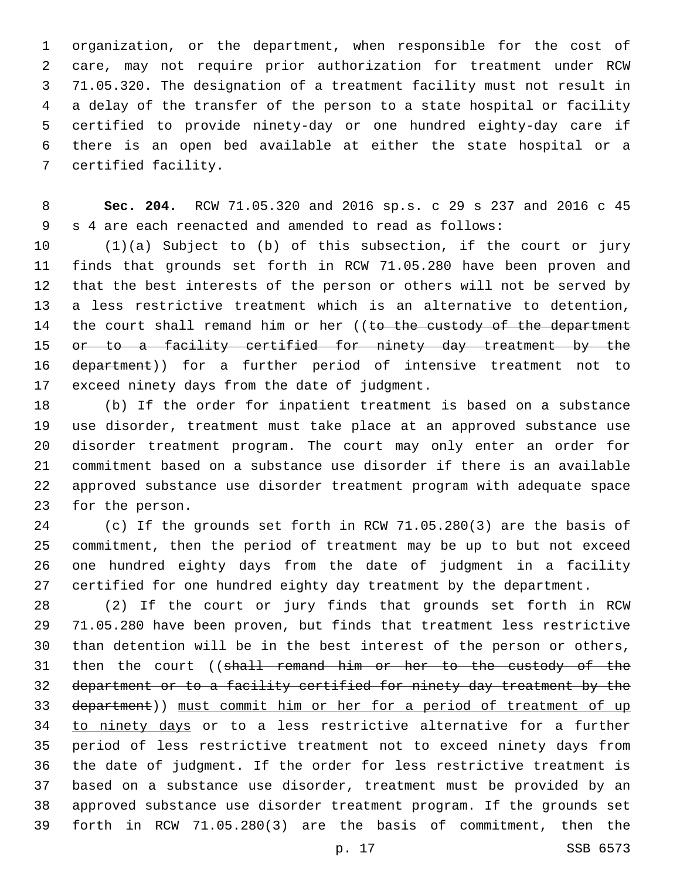organization, or the department, when responsible for the cost of care, may not require prior authorization for treatment under RCW 71.05.320. The designation of a treatment facility must not result in a delay of the transfer of the person to a state hospital or facility certified to provide ninety-day or one hundred eighty-day care if there is an open bed available at either the state hospital or a certified facility.

**Sec. 204.** RCW 71.05.320 and 2016 sp.s. c 29 s 237 and 2016 c 45 s 4 are each reenacted and amended to read as follows:

(1)(a) Subject to (b) of this subsection, if the court or jury finds that grounds set forth in RCW 71.05.280 have been proven and that the best interests of the person or others will not be served by a less restrictive treatment which is an alternative to detention, the court shall remand him or her ((~~to the custody of the department or to a facility certified for ninety day treatment by the department~~)) for a further period of intensive treatment not to exceed ninety days from the date of judgment.

(b) If the order for inpatient treatment is based on a substance use disorder, treatment must take place at an approved substance use disorder treatment program. The court may only enter an order for commitment based on a substance use disorder if there is an available approved substance use disorder treatment program with adequate space for the person.

(c) If the grounds set forth in RCW 71.05.280(3) are the basis of commitment, then the period of treatment may be up to but not exceed one hundred eighty days from the date of judgment in a facility certified for one hundred eighty day treatment by the department.

(2) If the court or jury finds that grounds set forth in RCW 71.05.280 have been proven, but finds that treatment less restrictive than detention will be in the best interest of the person or others, then the court ((~~shall remand him or her to the custody of the department or to a facility certified for ninety day treatment by the department~~)) <u>must commit him or her for a period of treatment of up to ninety days</u> or to a less restrictive alternative for a further period of less restrictive treatment not to exceed ninety days from the date of judgment. If the order for less restrictive treatment is based on a substance use disorder, treatment must be provided by an approved substance use disorder treatment program. If the grounds set forth in RCW 71.05.280(3) are the basis of commitment, then the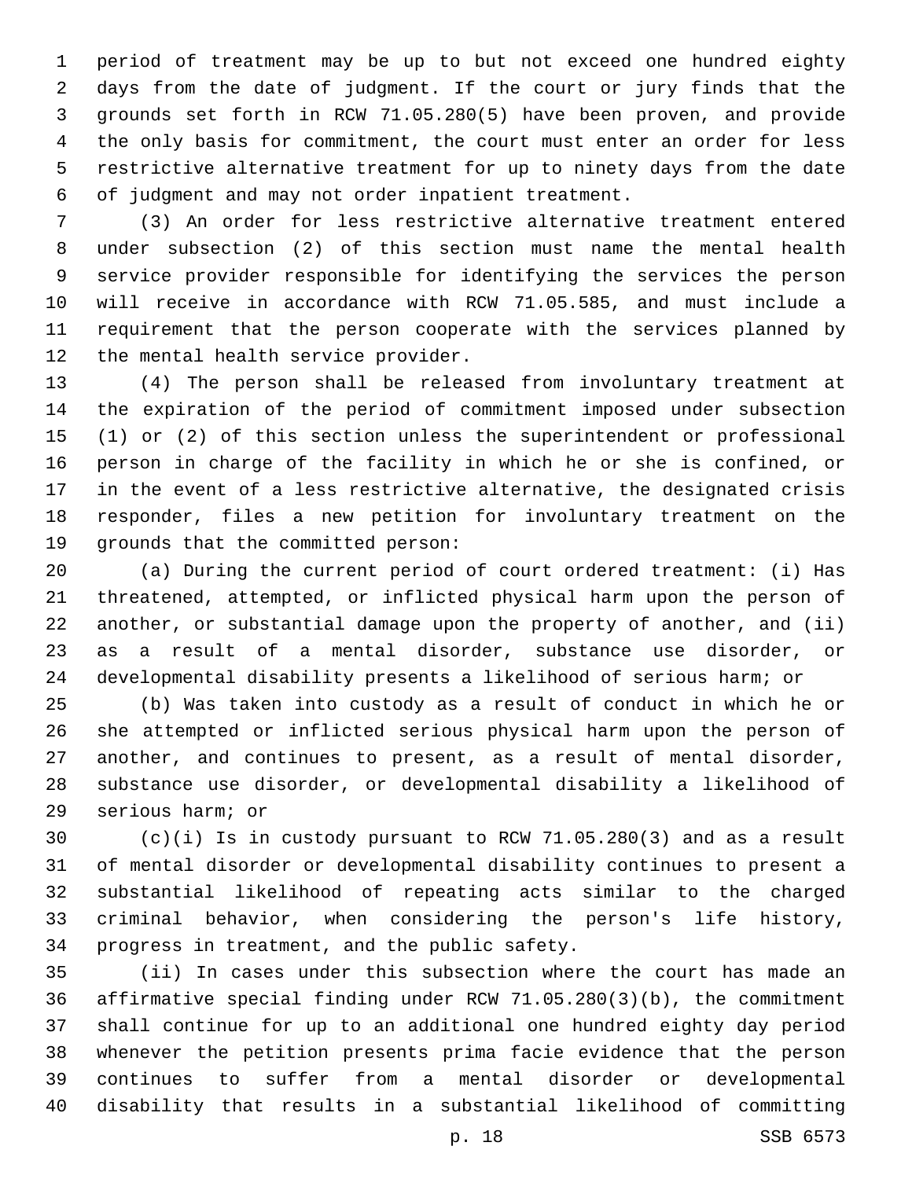period of treatment may be up to but not exceed one hundred eighty days from the date of judgment. If the court or jury finds that the grounds set forth in RCW 71.05.280(5) have been proven, and provide the only basis for commitment, the court must enter an order for less restrictive alternative treatment for up to ninety days from the date of judgment and may not order inpatient treatment.

(3) An order for less restrictive alternative treatment entered under subsection (2) of this section must name the mental health service provider responsible for identifying the services the person will receive in accordance with RCW 71.05.585, and must include a requirement that the person cooperate with the services planned by the mental health service provider.

(4) The person shall be released from involuntary treatment at the expiration of the period of commitment imposed under subsection (1) or (2) of this section unless the superintendent or professional person in charge of the facility in which he or she is confined, or in the event of a less restrictive alternative, the designated crisis responder, files a new petition for involuntary treatment on the grounds that the committed person:

(a) During the current period of court ordered treatment: (i) Has threatened, attempted, or inflicted physical harm upon the person of another, or substantial damage upon the property of another, and (ii) as a result of a mental disorder, substance use disorder, or developmental disability presents a likelihood of serious harm; or

(b) Was taken into custody as a result of conduct in which he or she attempted or inflicted serious physical harm upon the person of another, and continues to present, as a result of mental disorder, substance use disorder, or developmental disability a likelihood of serious harm; or

(c)(i) Is in custody pursuant to RCW 71.05.280(3) and as a result of mental disorder or developmental disability continues to present a substantial likelihood of repeating acts similar to the charged criminal behavior, when considering the person's life history, progress in treatment, and the public safety.

(ii) In cases under this subsection where the court has made an affirmative special finding under RCW 71.05.280(3)(b), the commitment shall continue for up to an additional one hundred eighty day period whenever the petition presents prima facie evidence that the person continues to suffer from a mental disorder or developmental disability that results in a substantial likelihood of committing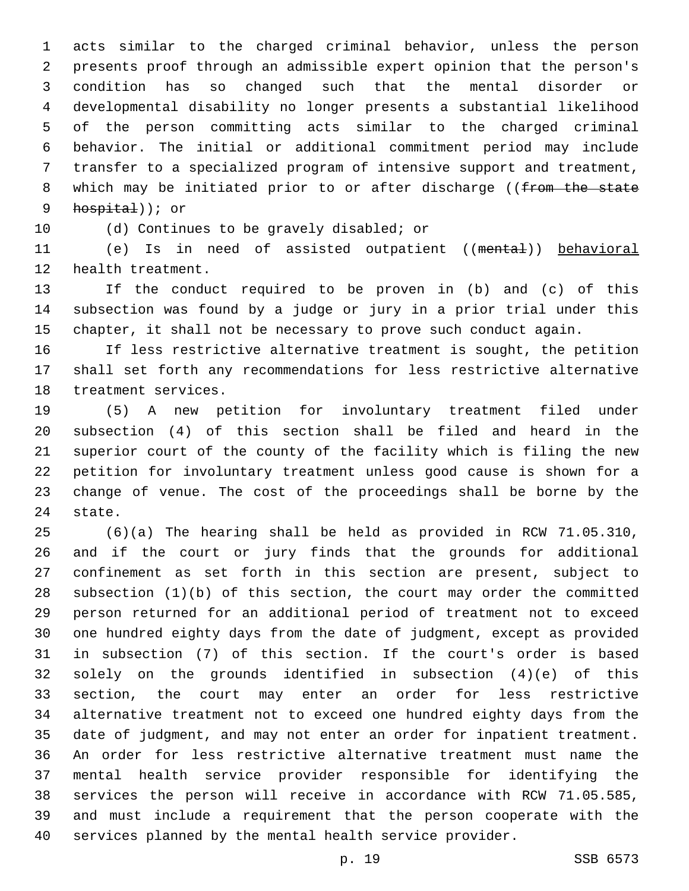acts similar to the charged criminal behavior, unless the person presents proof through an admissible expert opinion that the person's condition has so changed such that the mental disorder or developmental disability no longer presents a substantial likelihood of the person committing acts similar to the charged criminal behavior. The initial or additional commitment period may include transfer to a specialized program of intensive support and treatment, which may be initiated prior to or after discharge ((~~from the state hospital~~)); or

(d) Continues to be gravely disabled; or

(e) Is in need of assisted outpatient ((~~mental~~)) <u>behavioral</u> health treatment.

If the conduct required to be proven in (b) and (c) of this subsection was found by a judge or jury in a prior trial under this chapter, it shall not be necessary to prove such conduct again.

If less restrictive alternative treatment is sought, the petition shall set forth any recommendations for less restrictive alternative treatment services.

(5) A new petition for involuntary treatment filed under subsection (4) of this section shall be filed and heard in the superior court of the county of the facility which is filing the new petition for involuntary treatment unless good cause is shown for a change of venue. The cost of the proceedings shall be borne by the state.

(6)(a) The hearing shall be held as provided in RCW 71.05.310, and if the court or jury finds that the grounds for additional confinement as set forth in this section are present, subject to subsection (1)(b) of this section, the court may order the committed person returned for an additional period of treatment not to exceed one hundred eighty days from the date of judgment, except as provided in subsection (7) of this section. If the court's order is based solely on the grounds identified in subsection (4)(e) of this section, the court may enter an order for less restrictive alternative treatment not to exceed one hundred eighty days from the date of judgment, and may not enter an order for inpatient treatment. An order for less restrictive alternative treatment must name the mental health service provider responsible for identifying the services the person will receive in accordance with RCW 71.05.585, and must include a requirement that the person cooperate with the services planned by the mental health service provider.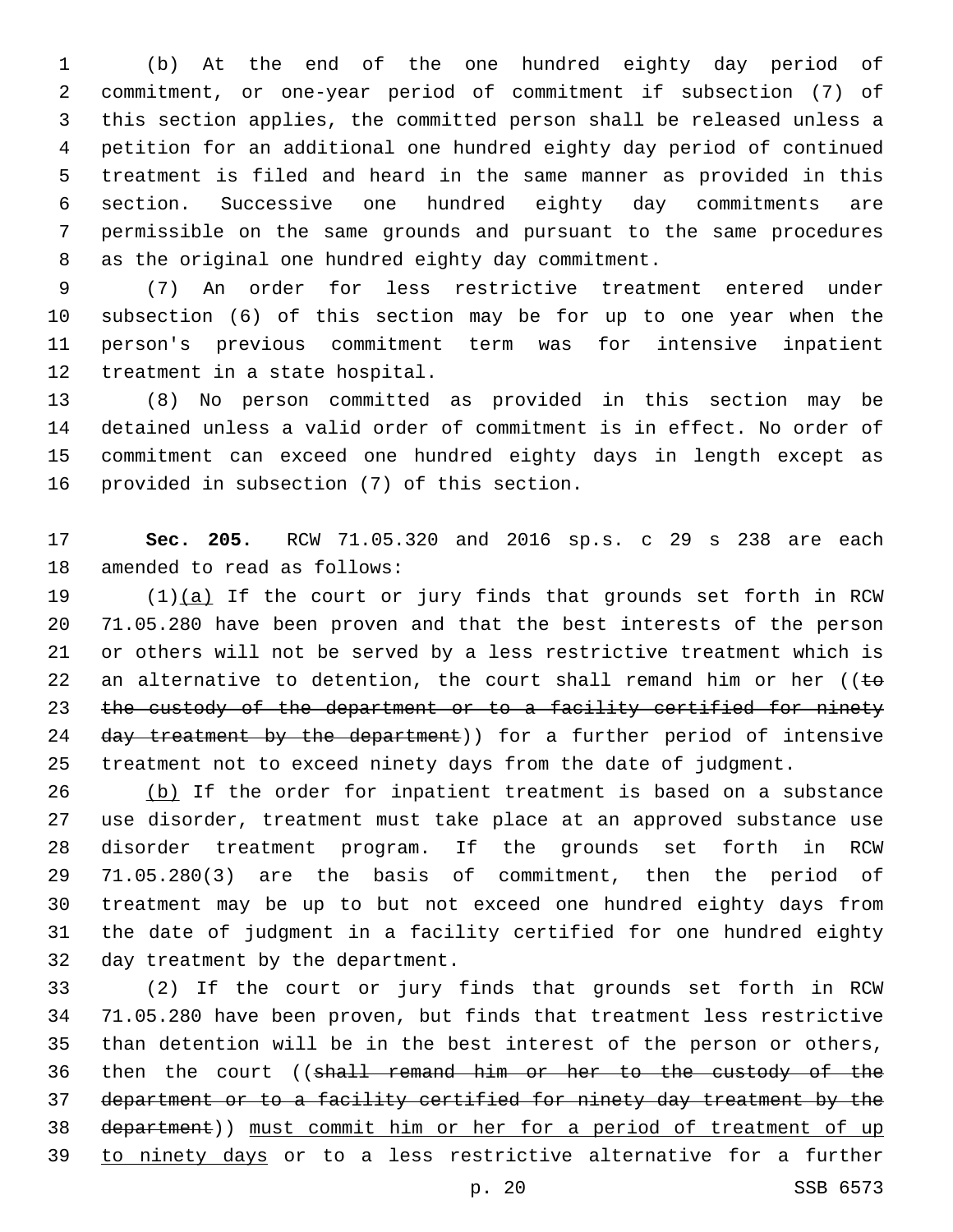(b) At the end of the one hundred eighty day period of commitment, or one-year period of commitment if subsection (7) of this section applies, the committed person shall be released unless a petition for an additional one hundred eighty day period of continued treatment is filed and heard in the same manner as provided in this section. Successive one hundred eighty day commitments are permissible on the same grounds and pursuant to the same procedures as the original one hundred eighty day commitment.

(7) An order for less restrictive treatment entered under subsection (6) of this section may be for up to one year when the person's previous commitment term was for intensive inpatient treatment in a state hospital.

(8) No person committed as provided in this section may be detained unless a valid order of commitment is in effect. No order of commitment can exceed one hundred eighty days in length except as provided in subsection (7) of this section.

**Sec. 205.** RCW 71.05.320 and 2016 sp.s. c 29 s 238 are each amended to read as follows:

(1)(a) If the court or jury finds that grounds set forth in RCW 71.05.280 have been proven and that the best interests of the person or others will not be served by a less restrictive treatment which is an alternative to detention, the court shall remand him or her ((~~to the custody of the department or to a facility certified for ninety day treatment by the department~~)) for a further period of intensive treatment not to exceed ninety days from the date of judgment.

(b) If the order for inpatient treatment is based on a substance use disorder, treatment must take place at an approved substance use disorder treatment program. If the grounds set forth in RCW 71.05.280(3) are the basis of commitment, then the period of treatment may be up to but not exceed one hundred eighty days from the date of judgment in a facility certified for one hundred eighty day treatment by the department.

(2) If the court or jury finds that grounds set forth in RCW 71.05.280 have been proven, but finds that treatment less restrictive than detention will be in the best interest of the person or others, then the court ((~~shall remand him or her to the custody of the department or to a facility certified for ninety day treatment by the department~~)) must commit him or her for a period of treatment of up to ninety days or to a less restrictive alternative for a further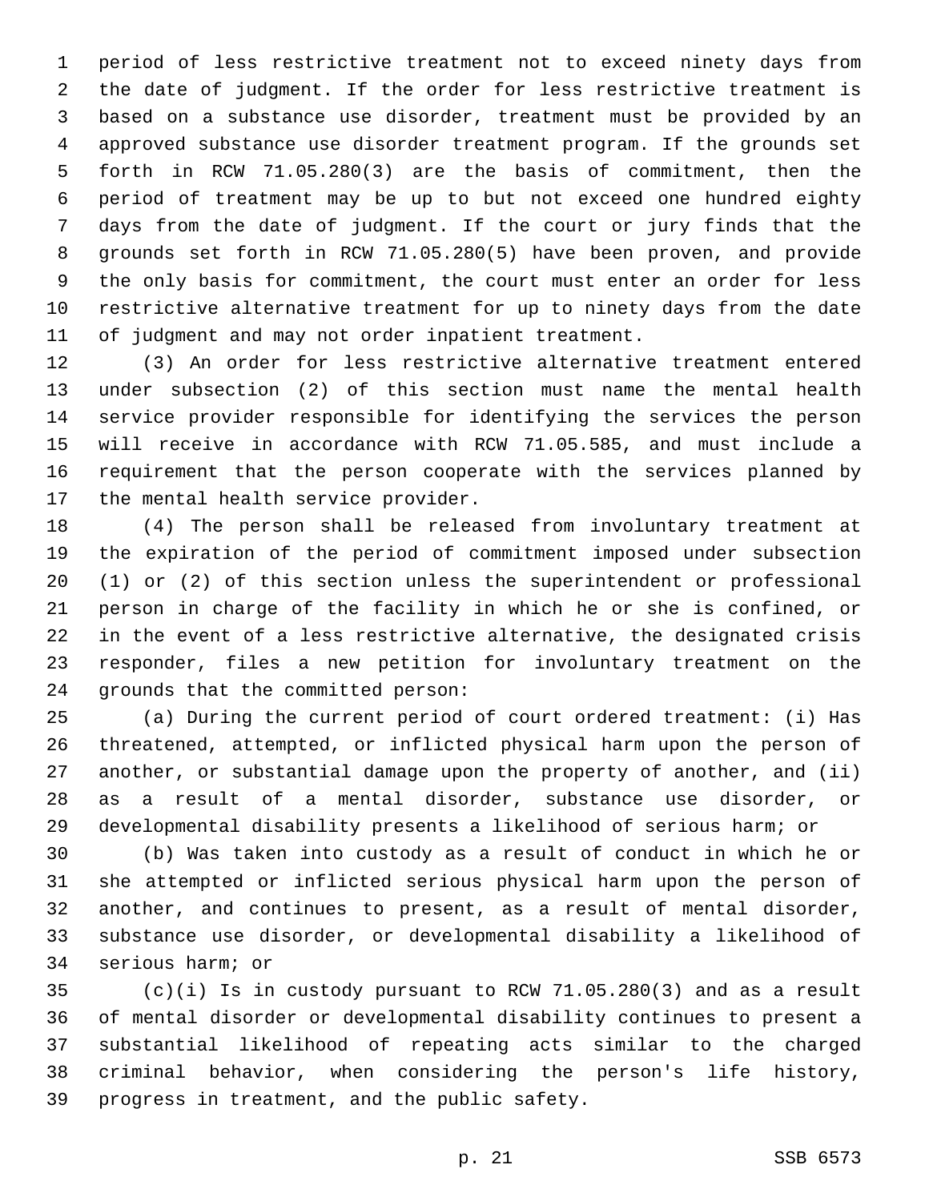period of less restrictive treatment not to exceed ninety days from the date of judgment. If the order for less restrictive treatment is based on a substance use disorder, treatment must be provided by an approved substance use disorder treatment program. If the grounds set forth in RCW 71.05.280(3) are the basis of commitment, then the period of treatment may be up to but not exceed one hundred eighty days from the date of judgment. If the court or jury finds that the grounds set forth in RCW 71.05.280(5) have been proven, and provide the only basis for commitment, the court must enter an order for less restrictive alternative treatment for up to ninety days from the date of judgment and may not order inpatient treatment.

(3) An order for less restrictive alternative treatment entered under subsection (2) of this section must name the mental health service provider responsible for identifying the services the person will receive in accordance with RCW 71.05.585, and must include a requirement that the person cooperate with the services planned by the mental health service provider.

(4) The person shall be released from involuntary treatment at the expiration of the period of commitment imposed under subsection (1) or (2) of this section unless the superintendent or professional person in charge of the facility in which he or she is confined, or in the event of a less restrictive alternative, the designated crisis responder, files a new petition for involuntary treatment on the grounds that the committed person:

(a) During the current period of court ordered treatment: (i) Has threatened, attempted, or inflicted physical harm upon the person of another, or substantial damage upon the property of another, and (ii) as a result of a mental disorder, substance use disorder, or developmental disability presents a likelihood of serious harm; or

(b) Was taken into custody as a result of conduct in which he or she attempted or inflicted serious physical harm upon the person of another, and continues to present, as a result of mental disorder, substance use disorder, or developmental disability a likelihood of serious harm; or

(c)(i) Is in custody pursuant to RCW 71.05.280(3) and as a result of mental disorder or developmental disability continues to present a substantial likelihood of repeating acts similar to the charged criminal behavior, when considering the person's life history, progress in treatment, and the public safety.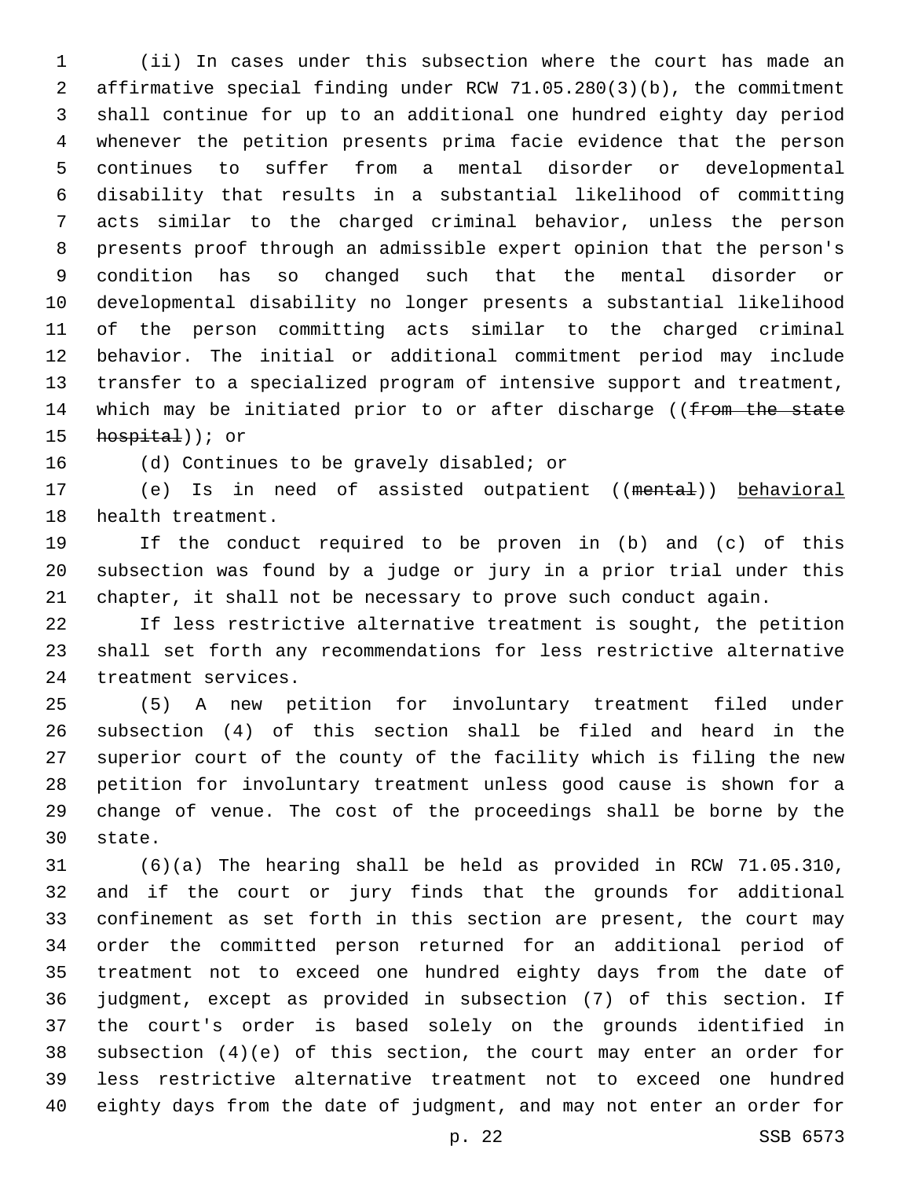(ii) In cases under this subsection where the court has made an affirmative special finding under RCW 71.05.280(3)(b), the commitment shall continue for up to an additional one hundred eighty day period whenever the petition presents prima facie evidence that the person continues to suffer from a mental disorder or developmental disability that results in a substantial likelihood of committing acts similar to the charged criminal behavior, unless the person presents proof through an admissible expert opinion that the person's condition has so changed such that the mental disorder or developmental disability no longer presents a substantial likelihood of the person committing acts similar to the charged criminal behavior. The initial or additional commitment period may include transfer to a specialized program of intensive support and treatment, which may be initiated prior to or after discharge ((~~from the state hospital~~)); or

(d) Continues to be gravely disabled; or

(e) Is in need of assisted outpatient ((~~mental~~)) behavioral health treatment.

If the conduct required to be proven in (b) and (c) of this subsection was found by a judge or jury in a prior trial under this chapter, it shall not be necessary to prove such conduct again.

If less restrictive alternative treatment is sought, the petition shall set forth any recommendations for less restrictive alternative treatment services.

(5) A new petition for involuntary treatment filed under subsection (4) of this section shall be filed and heard in the superior court of the county of the facility which is filing the new petition for involuntary treatment unless good cause is shown for a change of venue. The cost of the proceedings shall be borne by the state.

(6)(a) The hearing shall be held as provided in RCW 71.05.310, and if the court or jury finds that the grounds for additional confinement as set forth in this section are present, the court may order the committed person returned for an additional period of treatment not to exceed one hundred eighty days from the date of judgment, except as provided in subsection (7) of this section. If the court's order is based solely on the grounds identified in subsection (4)(e) of this section, the court may enter an order for less restrictive alternative treatment not to exceed one hundred eighty days from the date of judgment, and may not enter an order for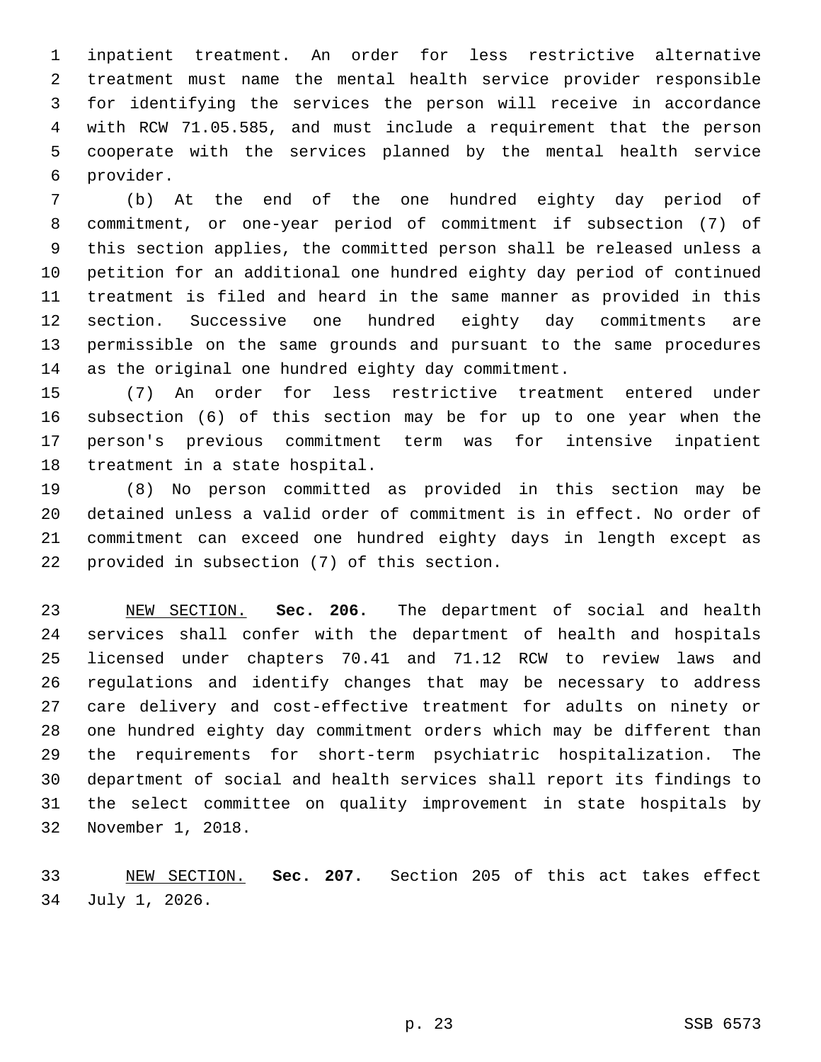inpatient treatment. An order for less restrictive alternative treatment must name the mental health service provider responsible for identifying the services the person will receive in accordance with RCW 71.05.585, and must include a requirement that the person cooperate with the services planned by the mental health service provider.

(b) At the end of the one hundred eighty day period of commitment, or one-year period of commitment if subsection (7) of this section applies, the committed person shall be released unless a petition for an additional one hundred eighty day period of continued treatment is filed and heard in the same manner as provided in this section. Successive one hundred eighty day commitments are permissible on the same grounds and pursuant to the same procedures as the original one hundred eighty day commitment.

(7) An order for less restrictive treatment entered under subsection (6) of this section may be for up to one year when the person's previous commitment term was for intensive inpatient treatment in a state hospital.

(8) No person committed as provided in this section may be detained unless a valid order of commitment is in effect. No order of commitment can exceed one hundred eighty days in length except as provided in subsection (7) of this section.

NEW SECTION. **Sec. 206.** The department of social and health services shall confer with the department of health and hospitals licensed under chapters 70.41 and 71.12 RCW to review laws and regulations and identify changes that may be necessary to address care delivery and cost-effective treatment for adults on ninety or one hundred eighty day commitment orders which may be different than the requirements for short-term psychiatric hospitalization. The department of social and health services shall report its findings to the select committee on quality improvement in state hospitals by November 1, 2018.

NEW SECTION. **Sec. 207.** Section 205 of this act takes effect July 1, 2026.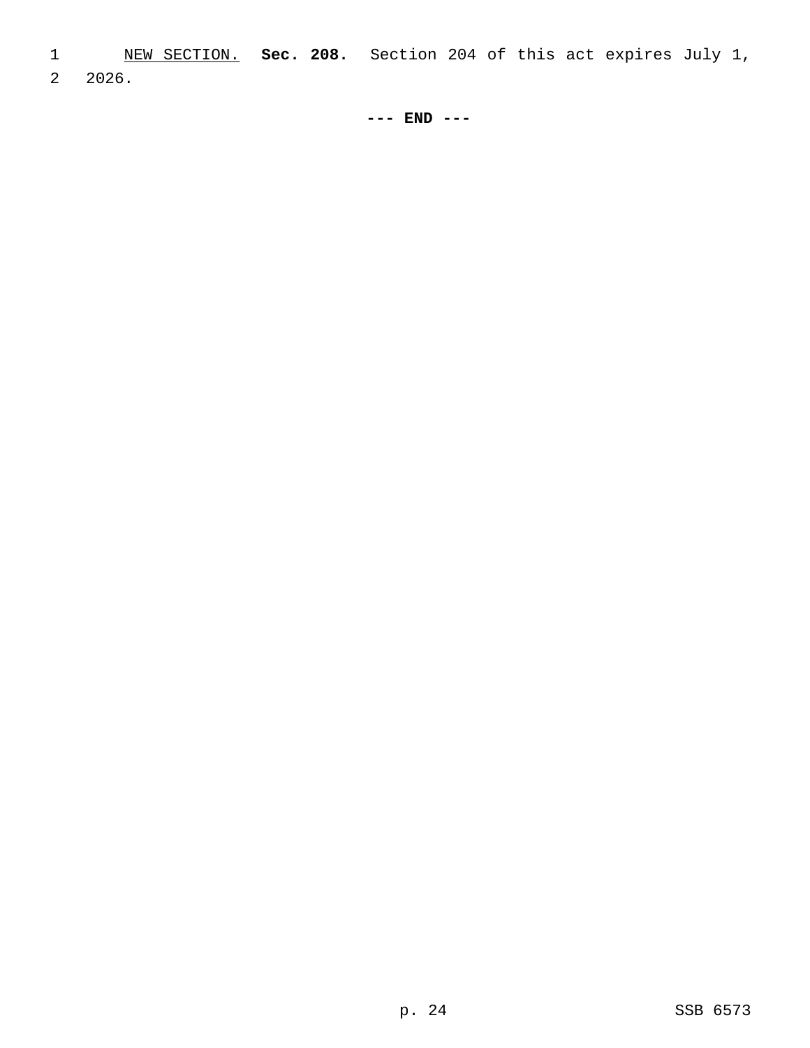NEW SECTION. **Sec. 208.** Section 204 of this act expires July 1, 2026.

**--- END ---**